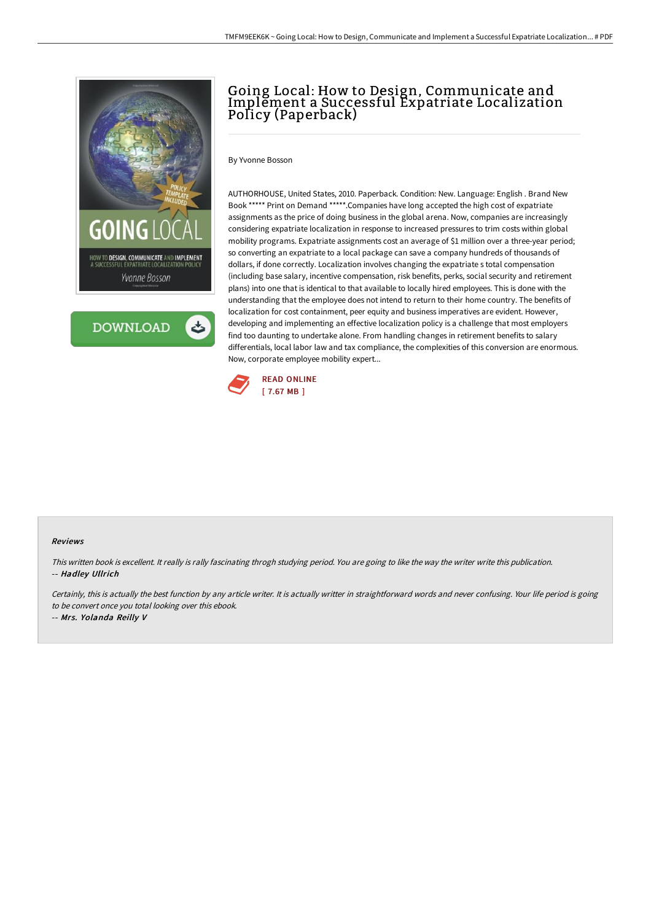# Going Local: How to Design, Communicate and Implement a Successful Expatriate Localization Policy (Paperback)

By Yvonne Bosson

AUTHORHOUSE, United States, 2010. Paperback. Condition: New. Language: English . Brand New Book ***** Print on Demand *****.Companies have long accepted the high cost of expatriate assignments as the price of doing business in the global arena. Now, companies are increasingly considering expatriate localization in response to increased pressures to trim costs within global mobility programs. Expatriate assignments cost an average of $1 million over a three-year period; so converting an expatriate to a local package can save a company hundreds of thousands of dollars, if done correctly. Localization involves changing the expatriate s total compensation (including base salary, incentive compensation, risk benefits, perks, social security and retirement plans) into one that is identical to that available to locally hired employees. This is done with the understanding that the employee does not intend to return to their home country. The benefits of localization for cost containment, peer equity and business imperatives are evident. However, developing and implementing an effective localization policy is a challenge that most employers find too daunting to undertake alone. From handling changes in retirement benefits to salary differentials, local labor law and tax compliance, the complexities of this conversion are enormous. Now, corporate employee mobility expert...

READ ONLINE
[ 7.67 MB ]

### Reviews

*This written book is excellent. It really is rally fascinating throgh studying period. You are going to like the way the writer write this publication.*
-- ***Hadley Ullrich***

*Certainly, this is actually the best function by any article writer. It is actually writter in straightforward words and never confusing. Your life period is going to be convert once you total looking over this ebook.*
-- ***Mrs. Yolanda Reilly V***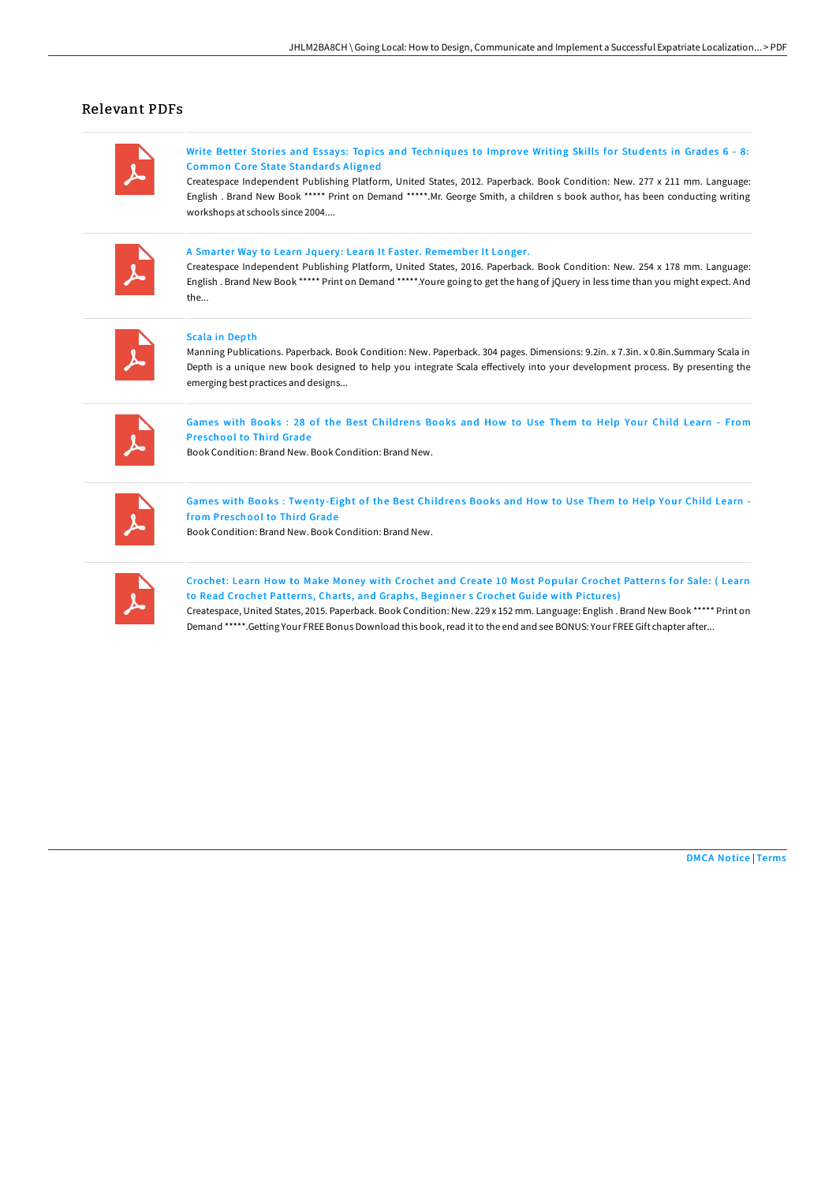## Relevant PDFs

**Write Better Stories and Essays: Topics and Techniques to Improve Writing Skills for Students in Grades 6 - 8: Common Core State Standards Aligned**

Createspace Independent Publishing Platform, United States, 2012. Paperback. Book Condition: New. 277 x 211 mm. Language: English . Brand New Book ***** Print on Demand *****.Mr. George Smith, a children s book author, has been conducting writing workshops at schools since 2004....

**A Smarter Way to Learn Jquery: Learn It Faster. Remember It Longer.**

Createspace Independent Publishing Platform, United States, 2016. Paperback. Book Condition: New. 254 x 178 mm. Language: English . Brand New Book ***** Print on Demand *****.Youre going to get the hang of jQuery in less time than you might expect. And the...

**Scala in Depth**

Manning Publications. Paperback. Book Condition: New. Paperback. 304 pages. Dimensions: 9.2in. x 7.3in. x 0.8in.Summary Scala in Depth is a unique new book designed to help you integrate Scala effectively into your development process. By presenting the emerging best practices and designs...

**Games with Books : 28 of the Best Childrens Books and How to Use Them to Help Your Child Learn - From Preschool to Third Grade**

Book Condition: Brand New. Book Condition: Brand New.

**Games with Books : Twenty-Eight of the Best Childrens Books and How to Use Them to Help Your Child Learn - from Preschool to Third Grade**

Book Condition: Brand New. Book Condition: Brand New.

**Crochet: Learn How to Make Money with Crochet and Create 10 Most Popular Crochet Patterns for Sale: ( Learn to Read Crochet Patterns, Charts, and Graphs, Beginner s Crochet Guide with Pictures)**

Createspace, United States, 2015. Paperback. Book Condition: New. 229 x 152 mm. Language: English . Brand New Book ***** Print on Demand *****.Getting Your FREE Bonus Download this book, read it to the end and see BONUS: Your FREE Gift chapter after...